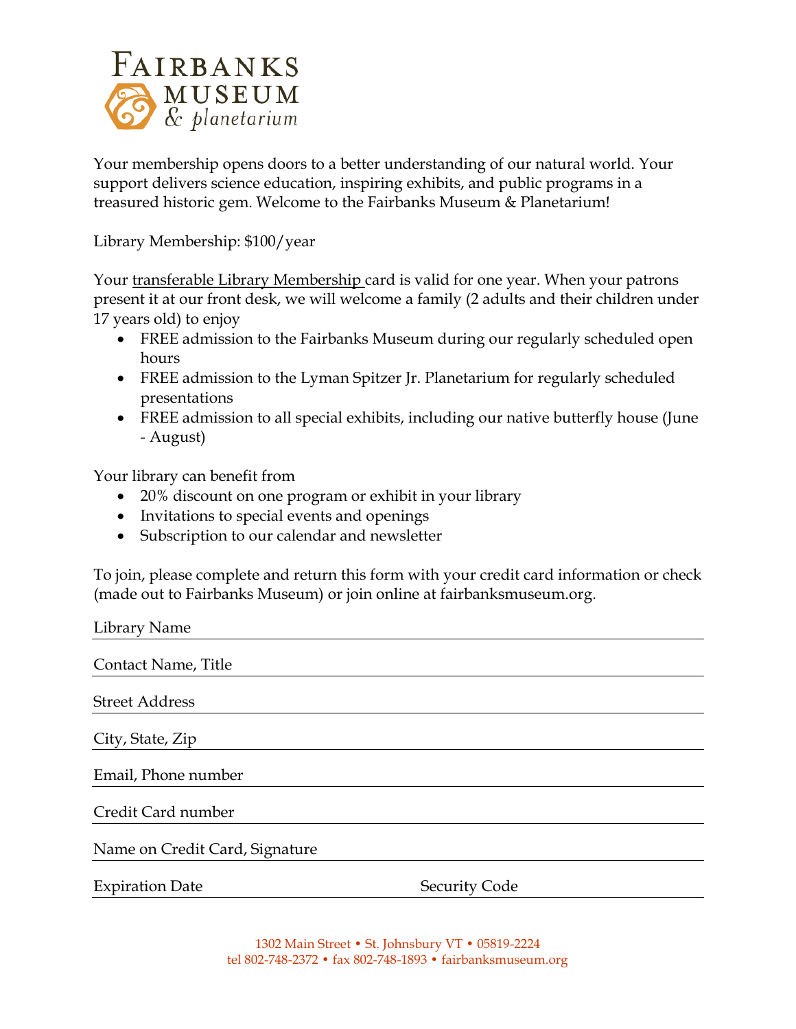# FAIRBANKS MUSEUM & planetarium

Your membership opens doors to a better understanding of our natural world. Your support delivers science education, inspiring exhibits, and public programs in a treasured historic gem. Welcome to the Fairbanks Museum & Planetarium!

Library Membership: $100/year

Your <u>transferable Library Membership</u> card is valid for one year. When your patrons present it at our front desk, we will welcome a family (2 adults and their children under 17 years old) to enjoy

- FREE admission to the Fairbanks Museum during our regularly scheduled open hours
- FREE admission to the Lyman Spitzer Jr. Planetarium for regularly scheduled presentations
- FREE admission to all special exhibits, including our native butterfly house (June - August)

Your library can benefit from

- 20% discount on one program or exhibit in your library
- Invitations to special events and openings
- Subscription to our calendar and newsletter

To join, please complete and return this form with your credit card information or check (made out to Fairbanks Museum) or join online at fairbanksmuseum.org.

Library Name \_\_\_\_\_\_\_\_\_\_\_\_\_\_\_\_\_\_\_\_\_\_\_\_\_\_\_\_\_\_\_\_\_\_\_\_\_\_\_\_

Contact Name, Title \_\_\_\_\_\_\_\_\_\_\_\_\_\_\_\_\_\_\_\_\_\_\_\_\_\_\_\_\_\_\_\_\_\_\_\_\_\_\_\_

Street Address \_\_\_\_\_\_\_\_\_\_\_\_\_\_\_\_\_\_\_\_\_\_\_\_\_\_\_\_\_\_\_\_\_\_\_\_\_\_\_\_

City, State, Zip \_\_\_\_\_\_\_\_\_\_\_\_\_\_\_\_\_\_\_\_\_\_\_\_\_\_\_\_\_\_\_\_\_\_\_\_\_\_\_\_

Email, Phone number \_\_\_\_\_\_\_\_\_\_\_\_\_\_\_\_\_\_\_\_\_\_\_\_\_\_\_\_\_\_\_\_\_\_\_\_\_\_\_\_

Credit Card number \_\_\_\_\_\_\_\_\_\_\_\_\_\_\_\_\_\_\_\_\_\_\_\_\_\_\_\_\_\_\_\_\_\_\_\_\_\_\_\_

Name on Credit Card, Signature \_\_\_\_\_\_\_\_\_\_\_\_\_\_\_\_\_\_\_\_\_\_\_\_\_\_\_\_\_\_\_\_\_\_\_\_\_\_\_\_

Expiration Date \_\_\_\_\_\_\_\_\_\_\_\_\_\_\_\_\_\_\_\_ Security Code \_\_\_\_\_\_\_\_\_\_\_\_\_\_\_\_\_\_\_\_

1302 Main Street • St. Johnsbury VT • 05819-2224
tel 802-748-2372 • fax 802-748-1893 • fairbanksmuseum.org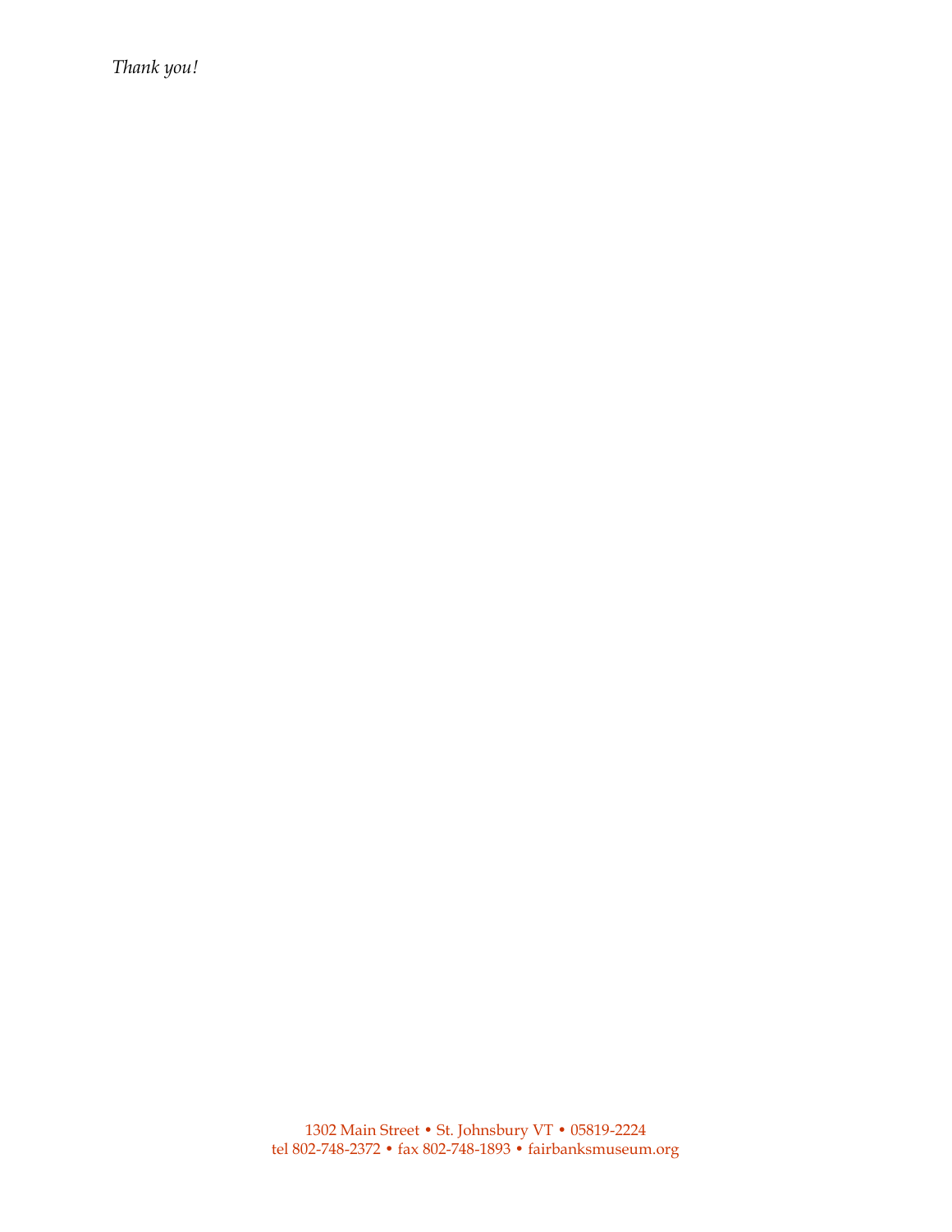*Thank you!*

1302 Main Street • St. Johnsbury VT • 05819-2224
tel 802-748-2372 • fax 802-748-1893 • fairbanksmuseum.org